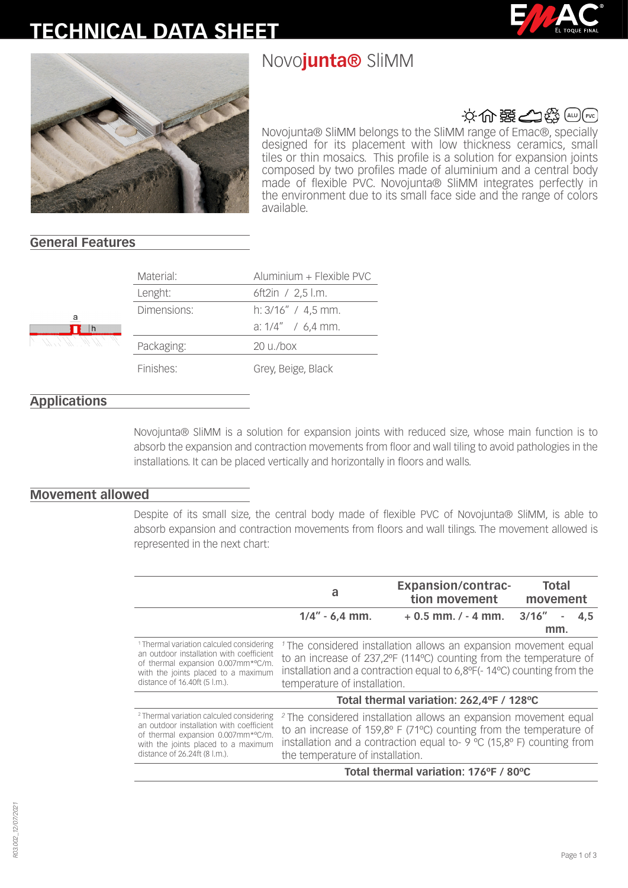# TECHNICAL DATA SHEET

## Novo**junta®** SliMM

Novojunta® SliMM belongs to the SliMM range of Emac®, specially designed for its placement with low thickness ceramics, small tiles or thin mosaics. This profile is a solution for expansion joints composed by two profiles made of aluminium and a central body made of flexible PVC. Novojunta® SliMM integrates perfectly in the environment due to its small face side and the range of colors available.

### General Features

| | |
|---|---|
| Material: | Aluminium + Flexible PVC |
| Lenght: | 6ft2in / 2,5 l.m. |
| Dimensions: | h: 3/16" / 4,5 mm. |
| | a: 1/4" / 6,4 mm. |
| Packaging: | 20 u./box |
| Finishes: | Grey, Beige, Black |

### Applications

Novojunta® SliMM is a solution for expansion joints with reduced size, whose main function is to absorb the expansion and contraction movements from floor and wall tiling to avoid pathologies in the installations. It can be placed vertically and horizontally in floors and walls.

### Movement allowed

Despite of its small size, the central body made of flexible PVC of Novojunta® SliMM, is able to absorb expansion and contraction movements from floors and wall tilings. The movement allowed is represented in the next chart:

| | a | Expansion/contraction movement | Total movement |
|---|---|---|---|
| | **1/4" - 6,4 mm.** | **+ 0.5 mm. / - 4 mm.** | **3/16" - 4,5 mm.** |
| [1] Thermal variation calculed considering an outdoor installation with coefficient of thermal expansion 0.007mm*ºC/m. with the joints placed to a maximum distance of 16.40ft (5 l.m.). | [1] The considered installation allows an expansion movement equal to an increase of 237,2ºF (114ºC) counting from the temperature of installation and a contraction equal to 6,8ºF(- 14ºC) counting from the temperature of installation. | | |
| | **Total thermal variation: 262,4ºF / 128ºC** | | |
| [2] Thermal variation calculed considering an outdoor installation with coefficient of thermal expansion 0.007mm*ºC/m. with the joints placed to a maximum distance of 26.24ft (8 l.m.). | [2] The considered installation allows an expansion movement equal to an increase of 159,8º F (71ºC) counting from the temperature of installation and a contraction equal to- 9 ºC (15,8º F) counting from the temperature of installation. | | |
| | **Total thermal variation: 176ºF / 80ºC** | | |

R03.002_12/07/2021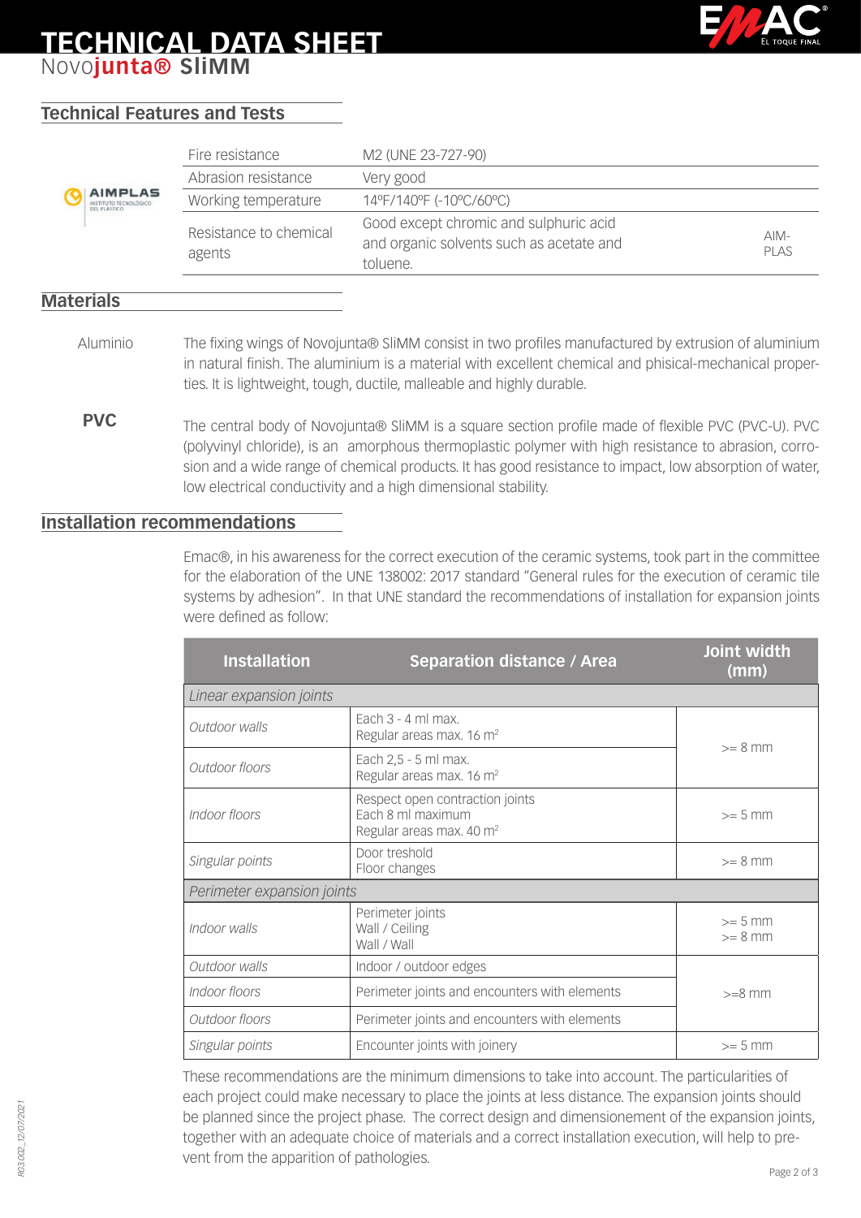# TECHNICAL DATA SHEET

Novo**junta® SliMM**

## Technical Features and Tests

| | | | |
|---|---|---|---|
| AIMPLAS INSTITUTO TECNOLÓGICO DEL PLÁSTICO | Fire resistance | M2 (UNE 23-727-90) | |
| | Abrasion resistance | Very good | |
| | Working temperature | 14ºF/140ºF (-10ºC/60ºC) | |
| | Resistance to chemical agents | Good except chromic and sulphuric acid and organic solvents such as acetate and toluene. | AIM-PLAS |

## Materials

**Aluminio**

The fixing wings of Novojunta® SliMM consist in two profiles manufactured by extrusion of aluminium in natural finish. The aluminium is a material with excellent chemical and phisical-mechanical properties. It is lightweight, tough, ductile, malleable and highly durable.

**PVC**

The central body of Novojunta® SliMM is a square section profile made of flexible PVC (PVC-U). PVC (polyvinyl chloride), is an amorphous thermoplastic polymer with high resistance to abrasion, corrosion and a wide range of chemical products. It has good resistance to impact, low absorption of water, low electrical conductivity and a high dimensional stability.

## Installation recommendations

Emac®, in his awareness for the correct execution of the ceramic systems, took part in the committee for the elaboration of the UNE 138002: 2017 standard "General rules for the execution of ceramic tile systems by adhesion". In that UNE standard the recommendations of installation for expansion joints were defined as follow:

| Installation | Separation distance / Area | Joint width (mm) |
|---|---|---|
| *Linear expansion joints* | | |
| *Outdoor walls* | Each 3 - 4 ml max.<br>Regular areas max. 16 m² | >= 8 mm |
| *Outdoor floors* | Each 2,5 - 5 ml max.<br>Regular areas max. 16 m² | |
| *Indoor floors* | Respect open contraction joints<br>Each 8 ml maximum<br>Regular areas max. 40 m² | >= 5 mm |
| *Singular points* | Door treshold<br>Floor changes | >= 8 mm |
| *Perimeter expansion joints* | | |
| *Indoor walls* | Perimeter joints<br>Wall / Ceiling<br>Wall / Wall | >= 5 mm<br>>= 8 mm |
| *Outdoor walls* | Indoor / outdoor edges | >=8 mm |
| *Indoor floors* | Perimeter joints and encounters with elements | |
| *Outdoor floors* | Perimeter joints and encounters with elements | |
| *Singular points* | Encounter joints with joinery | >= 5 mm |

These recommendations are the minimum dimensions to take into account. The particularities of each project could make necessary to place the joints at less distance. The expansion joints should be planned since the project phase. The correct design and dimensionement of the expansion joints, together with an adequate choice of materials and a correct installation execution, will help to prevent from the apparition of pathologies.

R03.002_12/07/2021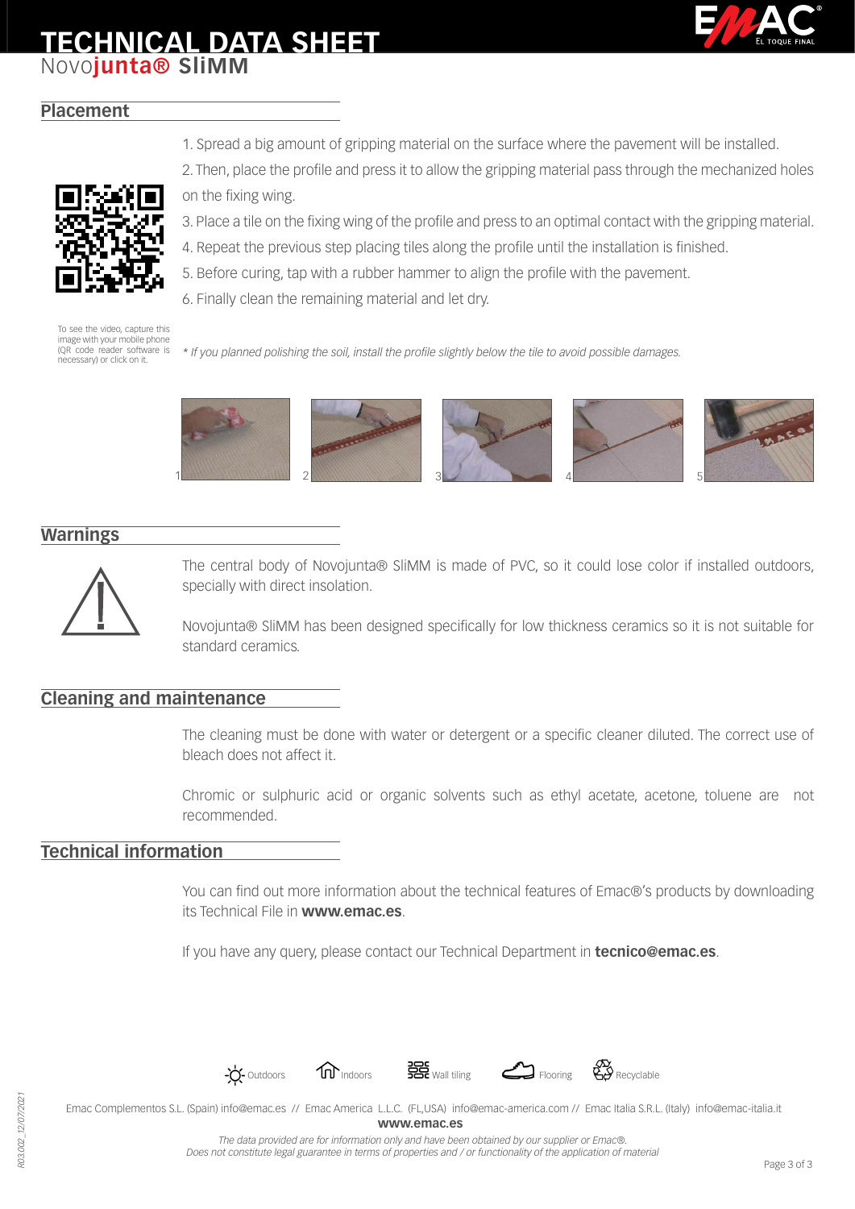# TECHNICAL DATA SHEET

Novo**junta® SliMM**

## Placement

1. Spread a big amount of gripping material on the surface where the pavement will be installed.
2. Then, place the profile and press it to allow the gripping material pass through the mechanized holes on the fixing wing.
3. Place a tile on the fixing wing of the profile and press to an optimal contact with the gripping material.
4. Repeat the previous step placing tiles along the profile until the installation is finished.
5. Before curing, tap with a rubber hammer to align the profile with the pavement.
6. Finally clean the remaining material and let dry.

To see the video, capture this image with your mobile phone (QR code reader software is necessary) or click on it.

*\* If you planned polishing the soil, install the profile slightly below the tile to avoid possible damages.*

1 2 3 4 5

## Warnings

The central body of Novojunta® SliMM is made of PVC, so it could lose color if installed outdoors, specially with direct insolation.

Novojunta® SliMM has been designed specifically for low thickness ceramics so it is not suitable for standard ceramics.

## Cleaning and maintenance

The cleaning must be done with water or detergent or a specific cleaner diluted. The correct use of bleach does not affect it.

Chromic or sulphuric acid or organic solvents such as ethyl acetate, acetone, toluene are not recommended.

## Technical information

You can find out more information about the technical features of Emac®'s products by downloading its Technical File in **www.emac.es**.

If you have any query, please contact our Technical Department in **tecnico@emac.es**.

Outdoors Indoors Wall tiling Flooring Recyclable

Emac Complementos S.L. (Spain) info@emac.es // Emac America L.L.C. (FL,USA) info@emac-america.com // Emac Italia S.R.L. (Italy) info@emac-italia.it

**www.emac.es**

*The data provided are for information only and have been obtained by our supplier or Emac®.*
*Does not constitute legal guarantee in terms of properties and / or functionality of the application of material*

R03.002_12/07/2021